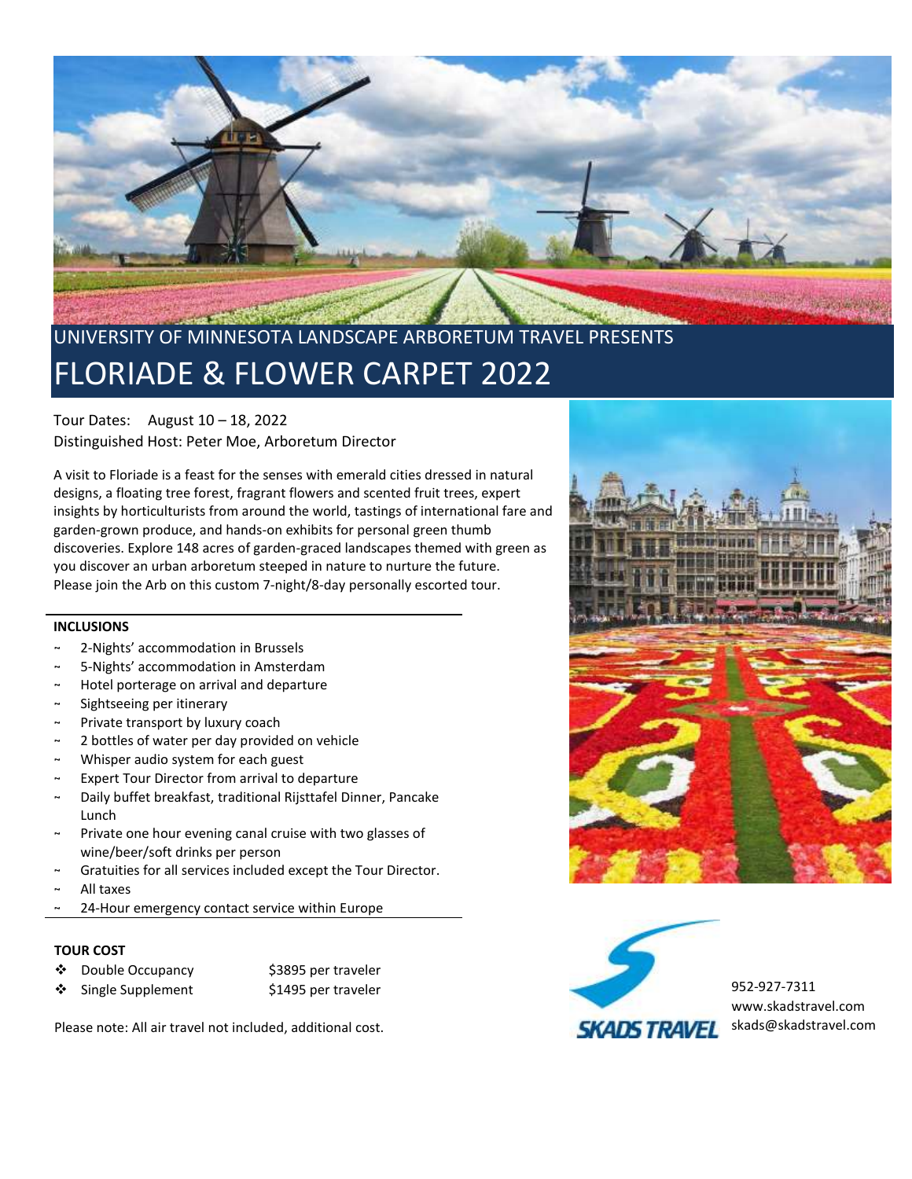UNIVERSITY OF MINNESOTA LANDSCAPE ARBORETUM TRAVEL PRESENTS

# FLORIADE & FLOWER CARPET 2022

Tour Dates: August 10 – 18, 2022

Distinguished Host: Peter Moe, Arboretum Director

A visit to Floriade is a feast for the senses with emerald cities dressed in natural designs, a floating tree forest, fragrant flowers and scented fruit trees, expert insights by horticulturists from around the world, tastings of international fare and garden-grown produce, and hands-on exhibits for personal green thumb discoveries. Explore 148 acres of garden-graced landscapes themed with green as you discover an urban arboretum steeped in nature to nurture the future. Please join the Arb on this custom 7-night/8-day personally escorted tour.

**INCLUSIONS**

- 2-Nights' accommodation in Brussels
- 5-Nights' accommodation in Amsterdam
- Hotel porterage on arrival and departure
- Sightseeing per itinerary
- Private transport by luxury coach
- 2 bottles of water per day provided on vehicle
- Whisper audio system for each guest
- Expert Tour Director from arrival to departure
- Daily buffet breakfast, traditional Rijsttafel Dinner, Pancake Lunch
- Private one hour evening canal cruise with two glasses of wine/beer/soft drinks per person
- Gratuities for all services included except the Tour Director.
- All taxes
- 24-Hour emergency contact service within Europe

**TOUR COST**

- Double Occupancy — $3895 per traveler
- Single Supplement — $1495 per traveler

Please note: All air travel not included, additional cost.

SKADS TRAVEL

952-927-7311

www.skadstravel.com

skads@skadstravel.com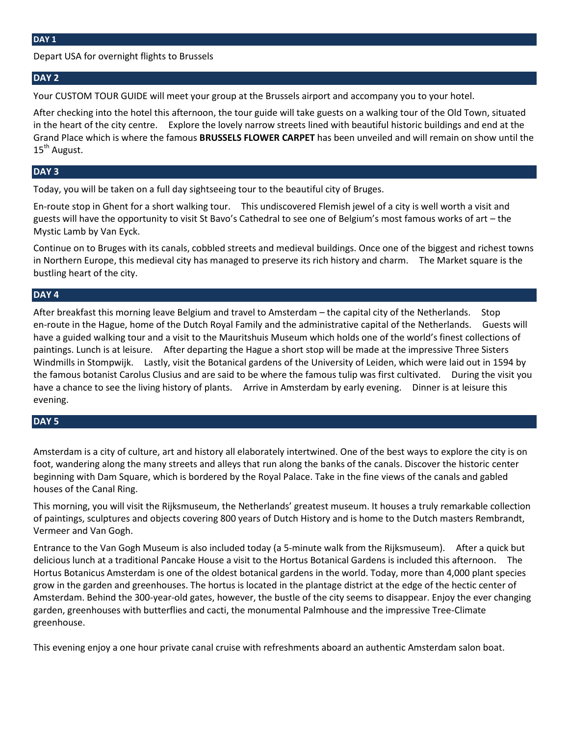## DAY 1

Depart USA for overnight flights to Brussels

## DAY 2

Your CUSTOM TOUR GUIDE will meet your group at the Brussels airport and accompany you to your hotel.

After checking into the hotel this afternoon, the tour guide will take guests on a walking tour of the Old Town, situated in the heart of the city centre. Explore the lovely narrow streets lined with beautiful historic buildings and end at the Grand Place which is where the famous **BRUSSELS FLOWER CARPET** has been unveiled and will remain on show until the 15th August.

## DAY 3

Today, you will be taken on a full day sightseeing tour to the beautiful city of Bruges.

En-route stop in Ghent for a short walking tour. This undiscovered Flemish jewel of a city is well worth a visit and guests will have the opportunity to visit St Bavo's Cathedral to see one of Belgium's most famous works of art – the Mystic Lamb by Van Eyck.

Continue on to Bruges with its canals, cobbled streets and medieval buildings. Once one of the biggest and richest towns in Northern Europe, this medieval city has managed to preserve its rich history and charm. The Market square is the bustling heart of the city.

## DAY 4

After breakfast this morning leave Belgium and travel to Amsterdam – the capital city of the Netherlands. Stop en-route in the Hague, home of the Dutch Royal Family and the administrative capital of the Netherlands. Guests will have a guided walking tour and a visit to the Mauritshuis Museum which holds one of the world's finest collections of paintings. Lunch is at leisure. After departing the Hague a short stop will be made at the impressive Three Sisters Windmills in Stompwijk. Lastly, visit the Botanical gardens of the University of Leiden, which were laid out in 1594 by the famous botanist Carolus Clusius and are said to be where the famous tulip was first cultivated. During the visit you have a chance to see the living history of plants. Arrive in Amsterdam by early evening. Dinner is at leisure this evening.

## DAY 5

Amsterdam is a city of culture, art and history all elaborately intertwined. One of the best ways to explore the city is on foot, wandering along the many streets and alleys that run along the banks of the canals. Discover the historic center beginning with Dam Square, which is bordered by the Royal Palace. Take in the fine views of the canals and gabled houses of the Canal Ring.

This morning, you will visit the Rijksmuseum, the Netherlands' greatest museum. It houses a truly remarkable collection of paintings, sculptures and objects covering 800 years of Dutch History and is home to the Dutch masters Rembrandt, Vermeer and Van Gogh.

Entrance to the Van Gogh Museum is also included today (a 5-minute walk from the Rijksmuseum). After a quick but delicious lunch at a traditional Pancake House a visit to the Hortus Botanical Gardens is included this afternoon. The Hortus Botanicus Amsterdam is one of the oldest botanical gardens in the world. Today, more than 4,000 plant species grow in the garden and greenhouses. The hortus is located in the plantage district at the edge of the hectic center of Amsterdam. Behind the 300-year-old gates, however, the bustle of the city seems to disappear. Enjoy the ever changing garden, greenhouses with butterflies and cacti, the monumental Palmhouse and the impressive Tree-Climate greenhouse.

This evening enjoy a one hour private canal cruise with refreshments aboard an authentic Amsterdam salon boat.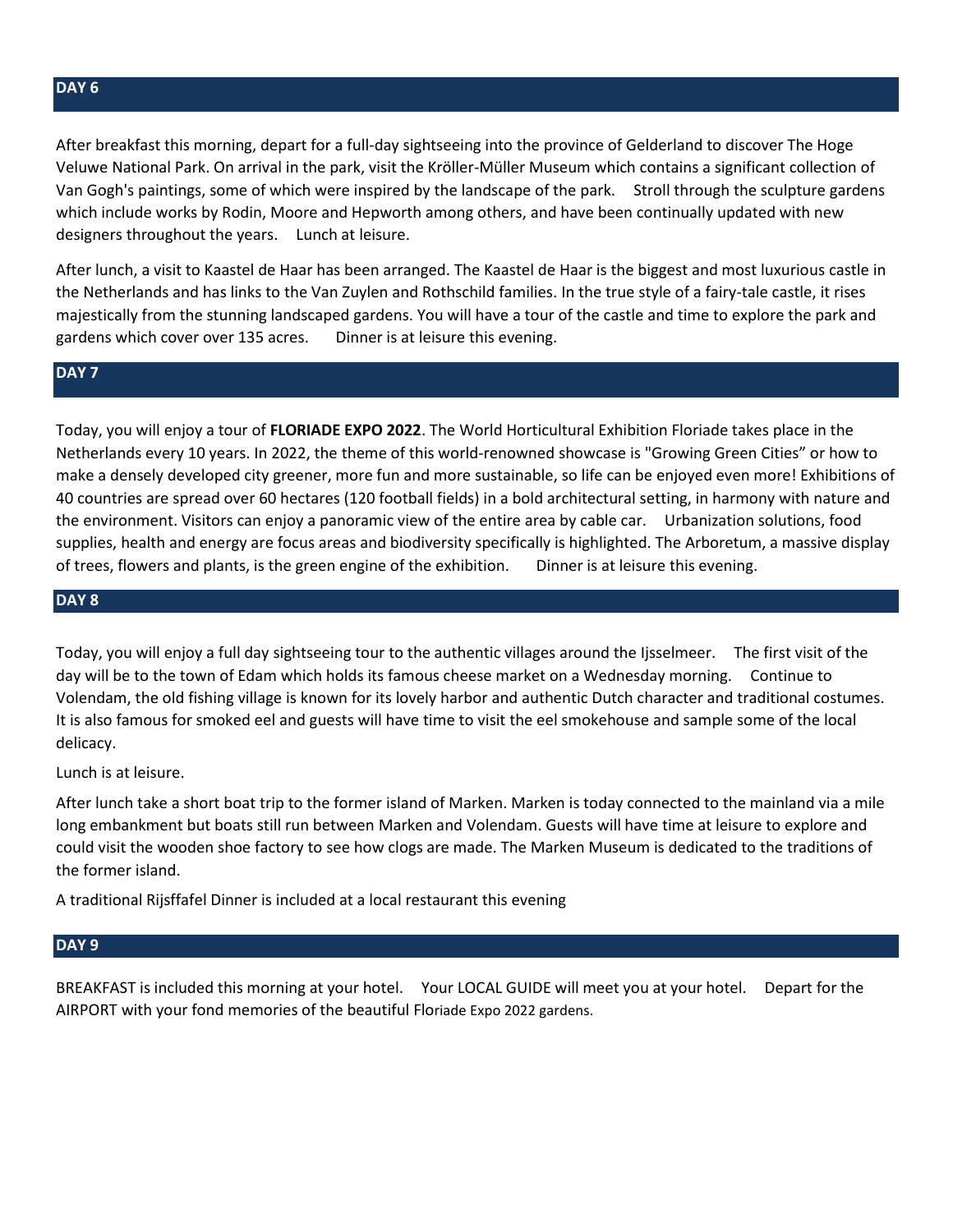## DAY 6

After breakfast this morning, depart for a full-day sightseeing into the province of Gelderland to discover The Hoge Veluwe National Park. On arrival in the park, visit the Kröller-Müller Museum which contains a significant collection of Van Gogh's paintings, some of which were inspired by the landscape of the park. Stroll through the sculpture gardens which include works by Rodin, Moore and Hepworth among others, and have been continually updated with new designers throughout the years. Lunch at leisure.

After lunch, a visit to Kaastel de Haar has been arranged. The Kaastel de Haar is the biggest and most luxurious castle in the Netherlands and has links to the Van Zuylen and Rothschild families. In the true style of a fairy-tale castle, it rises majestically from the stunning landscaped gardens. You will have a tour of the castle and time to explore the park and gardens which cover over 135 acres. Dinner is at leisure this evening.

## DAY 7

Today, you will enjoy a tour of **FLORIADE EXPO 2022**. The World Horticultural Exhibition Floriade takes place in the Netherlands every 10 years. In 2022, the theme of this world-renowned showcase is "Growing Green Cities" or how to make a densely developed city greener, more fun and more sustainable, so life can be enjoyed even more! Exhibitions of 40 countries are spread over 60 hectares (120 football fields) in a bold architectural setting, in harmony with nature and the environment. Visitors can enjoy a panoramic view of the entire area by cable car. Urbanization solutions, food supplies, health and energy are focus areas and biodiversity specifically is highlighted. The Arboretum, a massive display of trees, flowers and plants, is the green engine of the exhibition. Dinner is at leisure this evening.

## DAY 8

Today, you will enjoy a full day sightseeing tour to the authentic villages around the Ijsselmeer. The first visit of the day will be to the town of Edam which holds its famous cheese market on a Wednesday morning. Continue to Volendam, the old fishing village is known for its lovely harbor and authentic Dutch character and traditional costumes. It is also famous for smoked eel and guests will have time to visit the eel smokehouse and sample some of the local delicacy.

Lunch is at leisure.

After lunch take a short boat trip to the former island of Marken. Marken is today connected to the mainland via a mile long embankment but boats still run between Marken and Volendam. Guests will have time at leisure to explore and could visit the wooden shoe factory to see how clogs are made. The Marken Museum is dedicated to the traditions of the former island.

A traditional Rijsffafel Dinner is included at a local restaurant this evening

## DAY 9

BREAKFAST is included this morning at your hotel. Your LOCAL GUIDE will meet you at your hotel. Depart for the AIRPORT with your fond memories of the beautiful Floriade Expo 2022 gardens.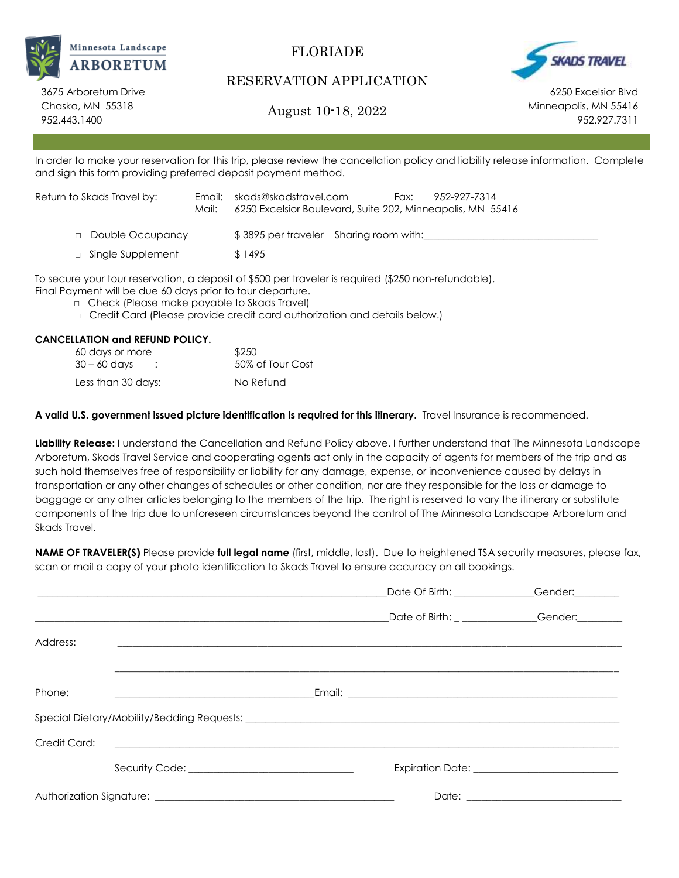Minnesota Landscape ARBORETUM

3675 Arboretum Drive
Chaska, MN 55318
952.443.1400

# FLORIADE

## RESERVATION APPLICATION

August 10-18, 2022

SKADS TRAVEL

6250 Excelsior Blvd
Minneapolis, MN 55416
952.927.7311

In order to make your reservation for this trip, please review the cancellation policy and liability release information. Complete and sign this form providing preferred deposit payment method.

Return to Skads Travel by:
Email: skads@skadstravel.com Fax: 952-927-7314
Mail: 6250 Excelsior Boulevard, Suite 202, Minneapolis, MN 55416

- ☐ Double Occupancy — $ 3895 per traveler Sharing room with:\_\_\_\_\_\_\_\_\_\_\_\_\_\_\_\_\_\_\_\_\_\_\_\_\_\_\_\_\_\_\_\_
- ☐ Single Supplement — $ 1495

To secure your tour reservation, a deposit of $500 per traveler is required ($250 non-refundable).
Final Payment will be due 60 days prior to tour departure.

- ☐ Check (Please make payable to Skads Travel)
- ☐ Credit Card (Please provide credit card authorization and details below.)

**CANCELLATION and REFUND POLICY.**

| | |
|---|---|
| 60 days or more | $250 |
| 30 – 60 days : | 50% of Tour Cost |
| Less than 30 days: | No Refund |

**A valid U.S. government issued picture identification is required for this itinerary.** Travel Insurance is recommended.

**Liability Release:** I understand the Cancellation and Refund Policy above. I further understand that The Minnesota Landscape Arboretum, Skads Travel Service and cooperating agents act only in the capacity of agents for members of the trip and as such hold themselves free of responsibility or liability for any damage, expense, or inconvenience caused by delays in transportation or any other changes of schedules or other condition, nor are they responsible for the loss or damage to baggage or any other articles belonging to the members of the trip. The right is reserved to vary the itinerary or substitute components of the trip due to unforeseen circumstances beyond the control of The Minnesota Landscape Arboretum and Skads Travel.

**NAME OF TRAVELER(S)** Please provide **full legal name** (first, middle, last). Due to heightened TSA security measures, please fax, scan or mail a copy of your photo identification to Skads Travel to ensure accuracy on all bookings.

\_\_\_\_\_\_\_\_\_\_\_\_\_\_\_\_\_\_\_\_\_\_\_\_\_\_\_\_\_\_\_\_\_\_\_\_\_\_\_\_ Date Of Birth: \_\_\_\_\_\_\_\_\_\_\_\_ Gender:\_\_\_\_\_\_\_\_

\_\_\_\_\_\_\_\_\_\_\_\_\_\_\_\_\_\_\_\_\_\_\_\_\_\_\_\_\_\_\_\_\_\_\_\_\_\_\_\_ Date of Birth: \_\_\_\_\_\_\_\_\_\_\_\_ Gender:\_\_\_\_\_\_\_\_

Address: \_\_\_\_\_\_\_\_\_\_\_\_\_\_\_\_\_\_\_\_\_\_\_\_\_\_\_\_\_\_\_\_\_\_\_\_\_\_\_\_\_\_\_\_\_\_\_\_\_\_\_\_

\_\_\_\_\_\_\_\_\_\_\_\_\_\_\_\_\_\_\_\_\_\_\_\_\_\_\_\_\_\_\_\_\_\_\_\_\_\_\_\_\_\_\_\_\_\_\_\_\_\_\_\_

Phone: \_\_\_\_\_\_\_\_\_\_\_\_\_\_\_\_\_\_\_\_\_\_\_\_ Email: \_\_\_\_\_\_\_\_\_\_\_\_\_\_\_\_\_\_\_\_\_\_\_\_\_\_\_\_\_\_\_\_

Special Dietary/Mobility/Bedding Requests: \_\_\_\_\_\_\_\_\_\_\_\_\_\_\_\_\_\_\_\_\_\_\_\_\_\_\_\_\_\_\_\_\_\_\_\_\_\_\_\_

Credit Card: \_\_\_\_\_\_\_\_\_\_\_\_\_\_\_\_\_\_\_\_\_\_\_\_\_\_\_\_\_\_\_\_\_\_\_\_\_\_\_\_\_\_\_\_\_\_\_\_\_\_\_\_

Security Code: \_\_\_\_\_\_\_\_\_\_\_\_\_\_\_\_\_\_\_\_\_\_ Expiration Date: \_\_\_\_\_\_\_\_\_\_\_\_\_\_\_\_\_\_\_\_\_\_

Authorization Signature: \_\_\_\_\_\_\_\_\_\_\_\_\_\_\_\_\_\_\_\_\_\_\_\_\_\_\_\_\_\_\_\_ Date: \_\_\_\_\_\_\_\_\_\_\_\_\_\_\_\_\_\_\_\_